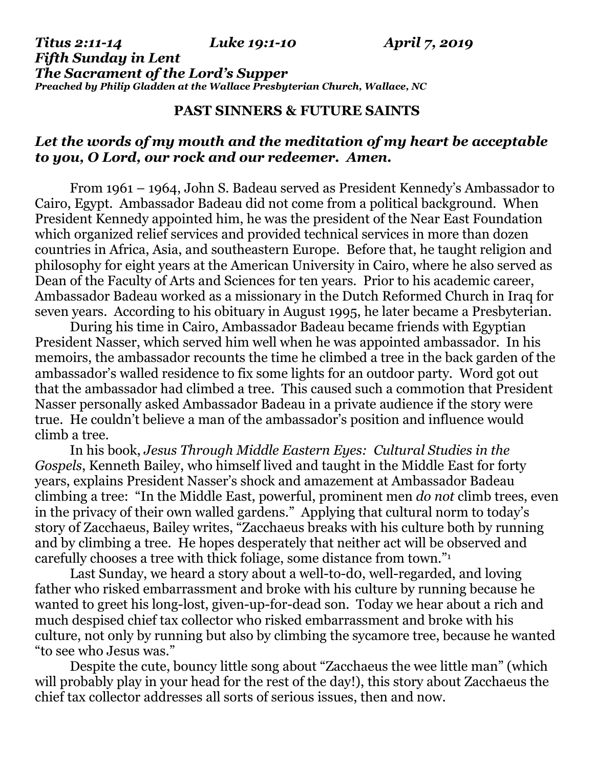***Titus 2:11-14 Luke 19:1-10 April 7, 2019***
***Fifth Sunday in Lent***
***The Sacrament of the Lord's Supper***
***Preached by Philip Gladden at the Wallace Presbyterian Church, Wallace, NC***

## PAST SINNERS & FUTURE SAINTS

***Let the words of my mouth and the meditation of my heart be acceptable to you, O Lord, our rock and our redeemer. Amen.***

From 1961 – 1964, John S. Badeau served as President Kennedy's Ambassador to Cairo, Egypt. Ambassador Badeau did not come from a political background. When President Kennedy appointed him, he was the president of the Near East Foundation which organized relief services and provided technical services in more than dozen countries in Africa, Asia, and southeastern Europe. Before that, he taught religion and philosophy for eight years at the American University in Cairo, where he also served as Dean of the Faculty of Arts and Sciences for ten years. Prior to his academic career, Ambassador Badeau worked as a missionary in the Dutch Reformed Church in Iraq for seven years. According to his obituary in August 1995, he later became a Presbyterian.

During his time in Cairo, Ambassador Badeau became friends with Egyptian President Nasser, which served him well when he was appointed ambassador. In his memoirs, the ambassador recounts the time he climbed a tree in the back garden of the ambassador's walled residence to fix some lights for an outdoor party. Word got out that the ambassador had climbed a tree. This caused such a commotion that President Nasser personally asked Ambassador Badeau in a private audience if the story were true. He couldn't believe a man of the ambassador's position and influence would climb a tree.

In his book, *Jesus Through Middle Eastern Eyes: Cultural Studies in the Gospels*, Kenneth Bailey, who himself lived and taught in the Middle East for forty years, explains President Nasser's shock and amazement at Ambassador Badeau climbing a tree: "In the Middle East, powerful, prominent men *do not* climb trees, even in the privacy of their own walled gardens." Applying that cultural norm to today's story of Zacchaeus, Bailey writes, "Zacchaeus breaks with his culture both by running and by climbing a tree. He hopes desperately that neither act will be observed and carefully chooses a tree with thick foliage, some distance from town."[1]

Last Sunday, we heard a story about a well-to-do, well-regarded, and loving father who risked embarrassment and broke with his culture by running because he wanted to greet his long-lost, given-up-for-dead son. Today we hear about a rich and much despised chief tax collector who risked embarrassment and broke with his culture, not only by running but also by climbing the sycamore tree, because he wanted "to see who Jesus was."

Despite the cute, bouncy little song about "Zacchaeus the wee little man" (which will probably play in your head for the rest of the day!), this story about Zacchaeus the chief tax collector addresses all sorts of serious issues, then and now.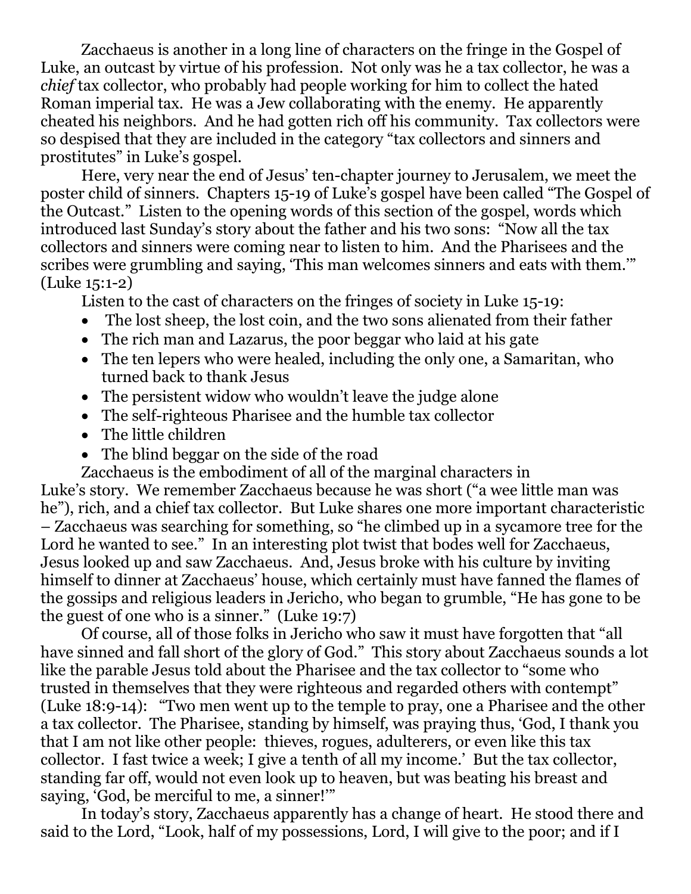Zacchaeus is another in a long line of characters on the fringe in the Gospel of Luke, an outcast by virtue of his profession. Not only was he a tax collector, he was a *chief* tax collector, who probably had people working for him to collect the hated Roman imperial tax. He was a Jew collaborating with the enemy. He apparently cheated his neighbors. And he had gotten rich off his community. Tax collectors were so despised that they are included in the category "tax collectors and sinners and prostitutes" in Luke's gospel.

Here, very near the end of Jesus' ten-chapter journey to Jerusalem, we meet the poster child of sinners. Chapters 15-19 of Luke's gospel have been called "The Gospel of the Outcast." Listen to the opening words of this section of the gospel, words which introduced last Sunday's story about the father and his two sons: "Now all the tax collectors and sinners were coming near to listen to him. And the Pharisees and the scribes were grumbling and saying, 'This man welcomes sinners and eats with them.'" (Luke 15:1-2)

Listen to the cast of characters on the fringes of society in Luke 15-19:

- The lost sheep, the lost coin, and the two sons alienated from their father
- The rich man and Lazarus, the poor beggar who laid at his gate
- The ten lepers who were healed, including the only one, a Samaritan, who turned back to thank Jesus
- The persistent widow who wouldn't leave the judge alone
- The self-righteous Pharisee and the humble tax collector
- The little children
- The blind beggar on the side of the road

Zacchaeus is the embodiment of all of the marginal characters in Luke's story. We remember Zacchaeus because he was short ("a wee little man was he"), rich, and a chief tax collector. But Luke shares one more important characteristic – Zacchaeus was searching for something, so "he climbed up in a sycamore tree for the Lord he wanted to see." In an interesting plot twist that bodes well for Zacchaeus, Jesus looked up and saw Zacchaeus. And, Jesus broke with his culture by inviting himself to dinner at Zacchaeus' house, which certainly must have fanned the flames of the gossips and religious leaders in Jericho, who began to grumble, "He has gone to be the guest of one who is a sinner." (Luke 19:7)

Of course, all of those folks in Jericho who saw it must have forgotten that "all have sinned and fall short of the glory of God." This story about Zacchaeus sounds a lot like the parable Jesus told about the Pharisee and the tax collector to "some who trusted in themselves that they were righteous and regarded others with contempt" (Luke 18:9-14): "Two men went up to the temple to pray, one a Pharisee and the other a tax collector. The Pharisee, standing by himself, was praying thus, 'God, I thank you that I am not like other people: thieves, rogues, adulterers, or even like this tax collector. I fast twice a week; I give a tenth of all my income.' But the tax collector, standing far off, would not even look up to heaven, but was beating his breast and saying, 'God, be merciful to me, a sinner!'"

In today's story, Zacchaeus apparently has a change of heart. He stood there and said to the Lord, "Look, half of my possessions, Lord, I will give to the poor; and if I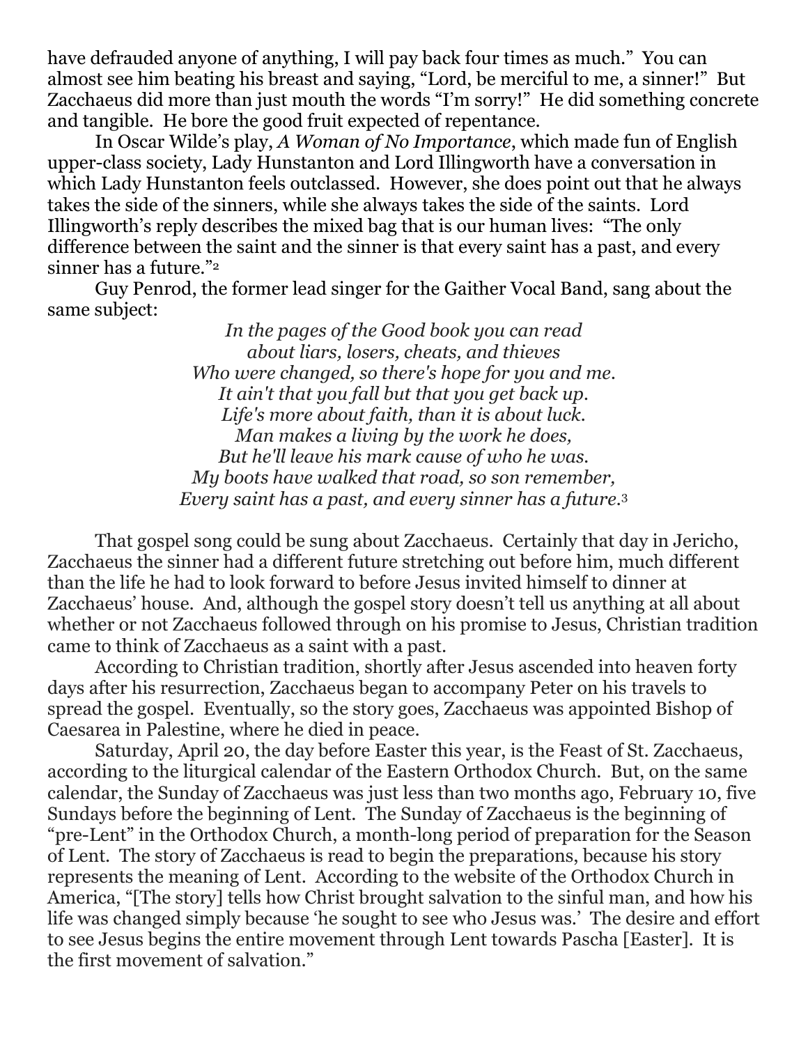have defrauded anyone of anything, I will pay back four times as much." You can almost see him beating his breast and saying, "Lord, be merciful to me, a sinner!" But Zacchaeus did more than just mouth the words "I'm sorry!" He did something concrete and tangible. He bore the good fruit expected of repentance.

In Oscar Wilde's play, *A Woman of No Importance*, which made fun of English upper-class society, Lady Hunstanton and Lord Illingworth have a conversation in which Lady Hunstanton feels outclassed. However, she does point out that he always takes the side of the sinners, while she always takes the side of the saints. Lord Illingworth's reply describes the mixed bag that is our human lives: "The only difference between the saint and the sinner is that every saint has a past, and every sinner has a future."[2]

Guy Penrod, the former lead singer for the Gaither Vocal Band, sang about the same subject:

*In the pages of the Good book you can read*
*about liars, losers, cheats, and thieves*
*Who were changed, so there's hope for you and me.*
*It ain't that you fall but that you get back up.*
*Life's more about faith, than it is about luck.*
*Man makes a living by the work he does,*
*But he'll leave his mark cause of who he was.*
*My boots have walked that road, so son remember,*
*Every saint has a past, and every sinner has a future.*[3]

That gospel song could be sung about Zacchaeus. Certainly that day in Jericho, Zacchaeus the sinner had a different future stretching out before him, much different than the life he had to look forward to before Jesus invited himself to dinner at Zacchaeus' house. And, although the gospel story doesn't tell us anything at all about whether or not Zacchaeus followed through on his promise to Jesus, Christian tradition came to think of Zacchaeus as a saint with a past.

According to Christian tradition, shortly after Jesus ascended into heaven forty days after his resurrection, Zacchaeus began to accompany Peter on his travels to spread the gospel. Eventually, so the story goes, Zacchaeus was appointed Bishop of Caesarea in Palestine, where he died in peace.

Saturday, April 20, the day before Easter this year, is the Feast of St. Zacchaeus, according to the liturgical calendar of the Eastern Orthodox Church. But, on the same calendar, the Sunday of Zacchaeus was just less than two months ago, February 10, five Sundays before the beginning of Lent. The Sunday of Zacchaeus is the beginning of "pre-Lent" in the Orthodox Church, a month-long period of preparation for the Season of Lent. The story of Zacchaeus is read to begin the preparations, because his story represents the meaning of Lent. According to the website of the Orthodox Church in America, "[The story] tells how Christ brought salvation to the sinful man, and how his life was changed simply because 'he sought to see who Jesus was.' The desire and effort to see Jesus begins the entire movement through Lent towards Pascha [Easter]. It is the first movement of salvation."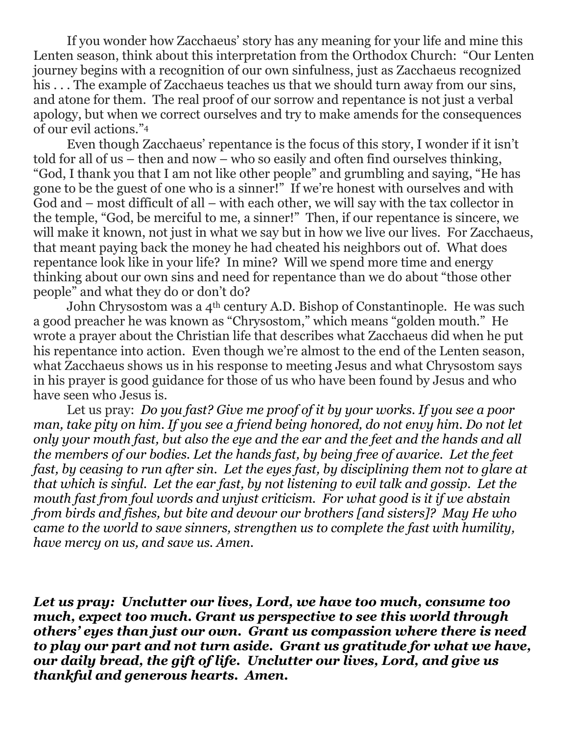If you wonder how Zacchaeus' story has any meaning for your life and mine this Lenten season, think about this interpretation from the Orthodox Church: "Our Lenten journey begins with a recognition of our own sinfulness, just as Zacchaeus recognized his . . . The example of Zacchaeus teaches us that we should turn away from our sins, and atone for them. The real proof of our sorrow and repentance is not just a verbal apology, but when we correct ourselves and try to make amends for the consequences of our evil actions."[4]

Even though Zacchaeus' repentance is the focus of this story, I wonder if it isn't told for all of us – then and now – who so easily and often find ourselves thinking, "God, I thank you that I am not like other people" and grumbling and saying, "He has gone to be the guest of one who is a sinner!" If we're honest with ourselves and with God and – most difficult of all – with each other, we will say with the tax collector in the temple, "God, be merciful to me, a sinner!" Then, if our repentance is sincere, we will make it known, not just in what we say but in how we live our lives. For Zacchaeus, that meant paying back the money he had cheated his neighbors out of. What does repentance look like in your life? In mine? Will we spend more time and energy thinking about our own sins and need for repentance than we do about "those other people" and what they do or don't do?

John Chrysostom was a 4th century A.D. Bishop of Constantinople. He was such a good preacher he was known as "Chrysostom," which means "golden mouth." He wrote a prayer about the Christian life that describes what Zacchaeus did when he put his repentance into action. Even though we're almost to the end of the Lenten season, what Zacchaeus shows us in his response to meeting Jesus and what Chrysostom says in his prayer is good guidance for those of us who have been found by Jesus and who have seen who Jesus is.

Let us pray: *Do you fast? Give me proof of it by your works. If you see a poor man, take pity on him. If you see a friend being honored, do not envy him. Do not let only your mouth fast, but also the eye and the ear and the feet and the hands and all the members of our bodies. Let the hands fast, by being free of avarice. Let the feet fast, by ceasing to run after sin. Let the eyes fast, by disciplining them not to glare at that which is sinful. Let the ear fast, by not listening to evil talk and gossip. Let the mouth fast from foul words and unjust criticism. For what good is it if we abstain from birds and fishes, but bite and devour our brothers [and sisters]? May He who came to the world to save sinners, strengthen us to complete the fast with humility, have mercy on us, and save us. Amen.*

***Let us pray: Unclutter our lives, Lord, we have too much, consume too much, expect too much. Grant us perspective to see this world through others' eyes than just our own. Grant us compassion where there is need to play our part and not turn aside. Grant us gratitude for what we have, our daily bread, the gift of life. Unclutter our lives, Lord, and give us thankful and generous hearts. Amen.***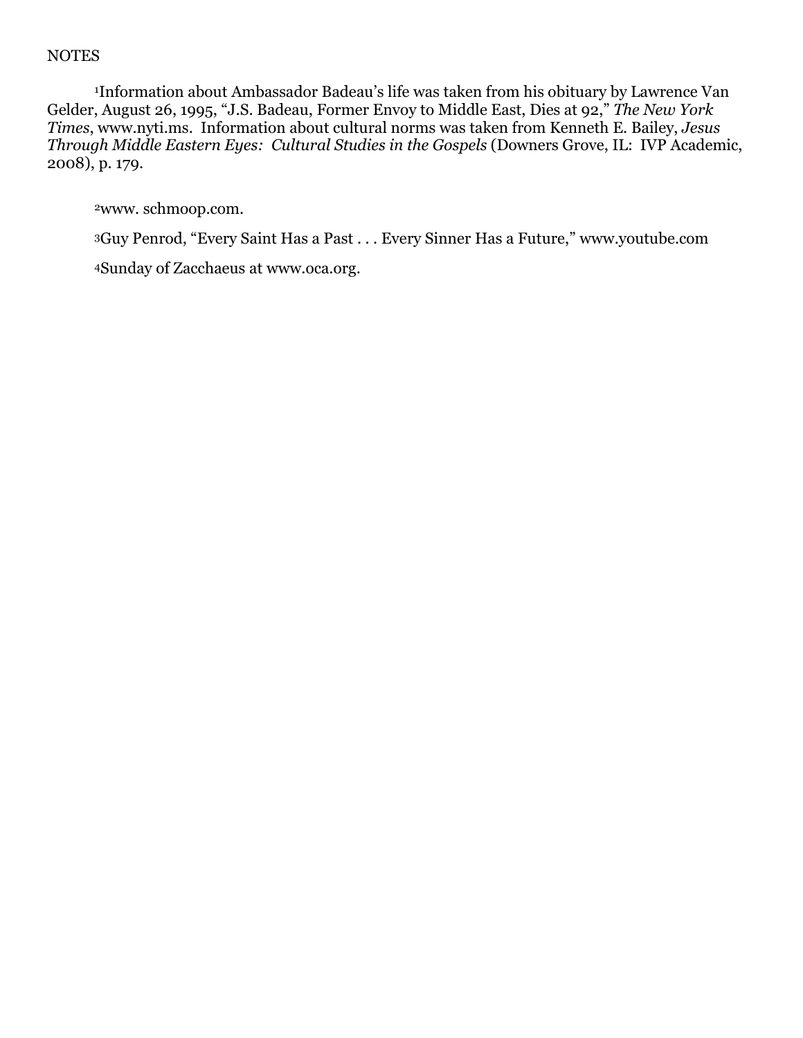NOTES

[1]Information about Ambassador Badeau's life was taken from his obituary by Lawrence Van Gelder, August 26, 1995, "J.S. Badeau, Former Envoy to Middle East, Dies at 92," *The New York Times*, www.nyti.ms. Information about cultural norms was taken from Kenneth E. Bailey, *Jesus Through Middle Eastern Eyes: Cultural Studies in the Gospels* (Downers Grove, IL: IVP Academic, 2008), p. 179.

[2]www. schmoop.com.

[3]Guy Penrod, "Every Saint Has a Past . . . Every Sinner Has a Future," www.youtube.com

[4]Sunday of Zacchaeus at www.oca.org.